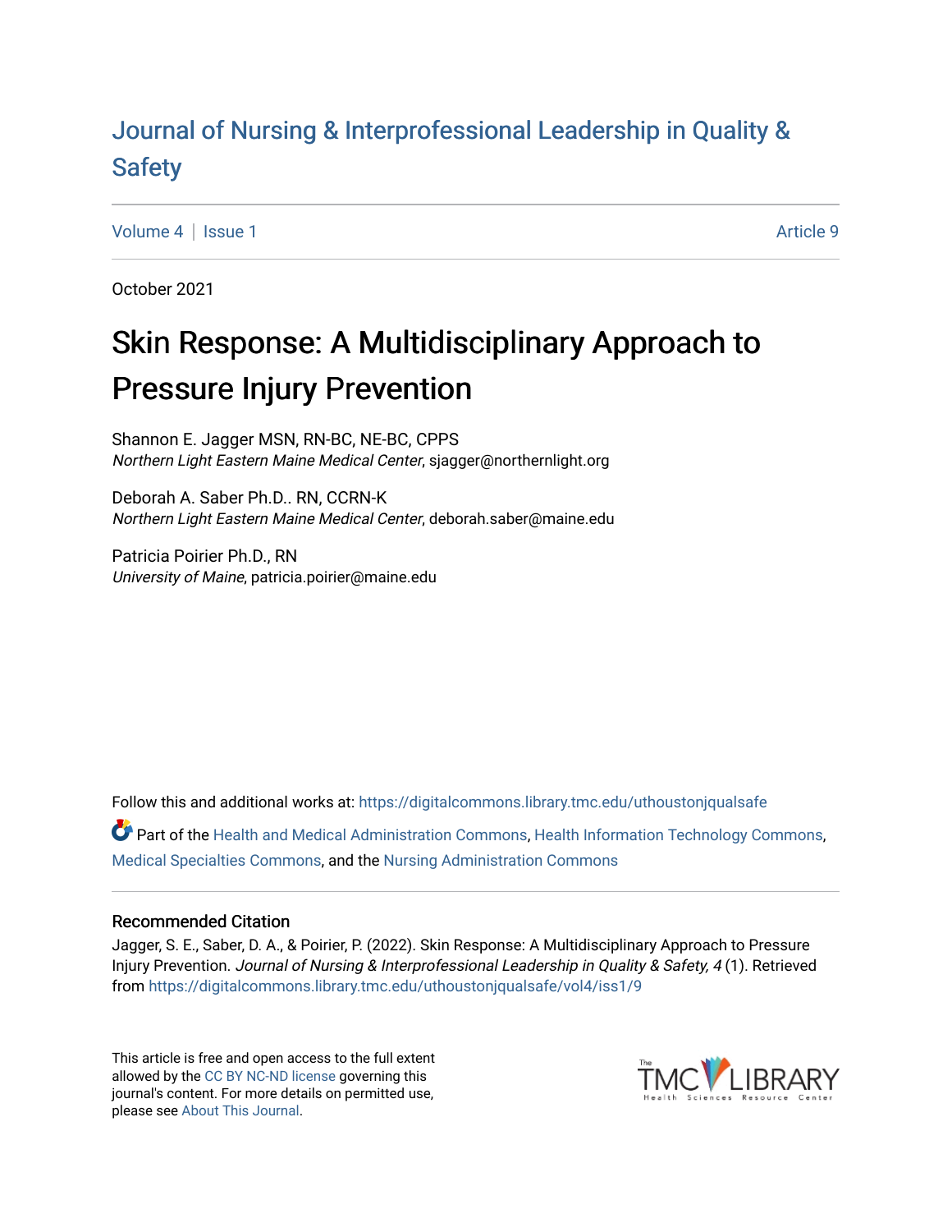Journal of Nursing & Interprofessional Leadership in Quality & Safety

Volume 4 | Issue 1 — Article 9

October 2021

# Skin Response: A Multidisciplinary Approach to Pressure Injury Prevention

Shannon E. Jagger MSN, RN-BC, NE-BC, CPPS
*Northern Light Eastern Maine Medical Center*, sjagger@northernlight.org

Deborah A. Saber Ph.D.. RN, CCRN-K
*Northern Light Eastern Maine Medical Center*, deborah.saber@maine.edu

Patricia Poirier Ph.D., RN
*University of Maine*, patricia.poirier@maine.edu

Follow this and additional works at: https://digitalcommons.library.tmc.edu/uthoustonjqualsafe

Part of the Health and Medical Administration Commons, Health Information Technology Commons, Medical Specialties Commons, and the Nursing Administration Commons

## Recommended Citation

Jagger, S. E., Saber, D. A., & Poirier, P. (2022). Skin Response: A Multidisciplinary Approach to Pressure Injury Prevention. *Journal of Nursing & Interprofessional Leadership in Quality & Safety, 4* (1). Retrieved from https://digitalcommons.library.tmc.edu/uthoustonjqualsafe/vol4/iss1/9

This article is free and open access to the full extent allowed by the CC BY NC-ND license governing this journal's content. For more details on permitted use, please see About This Journal.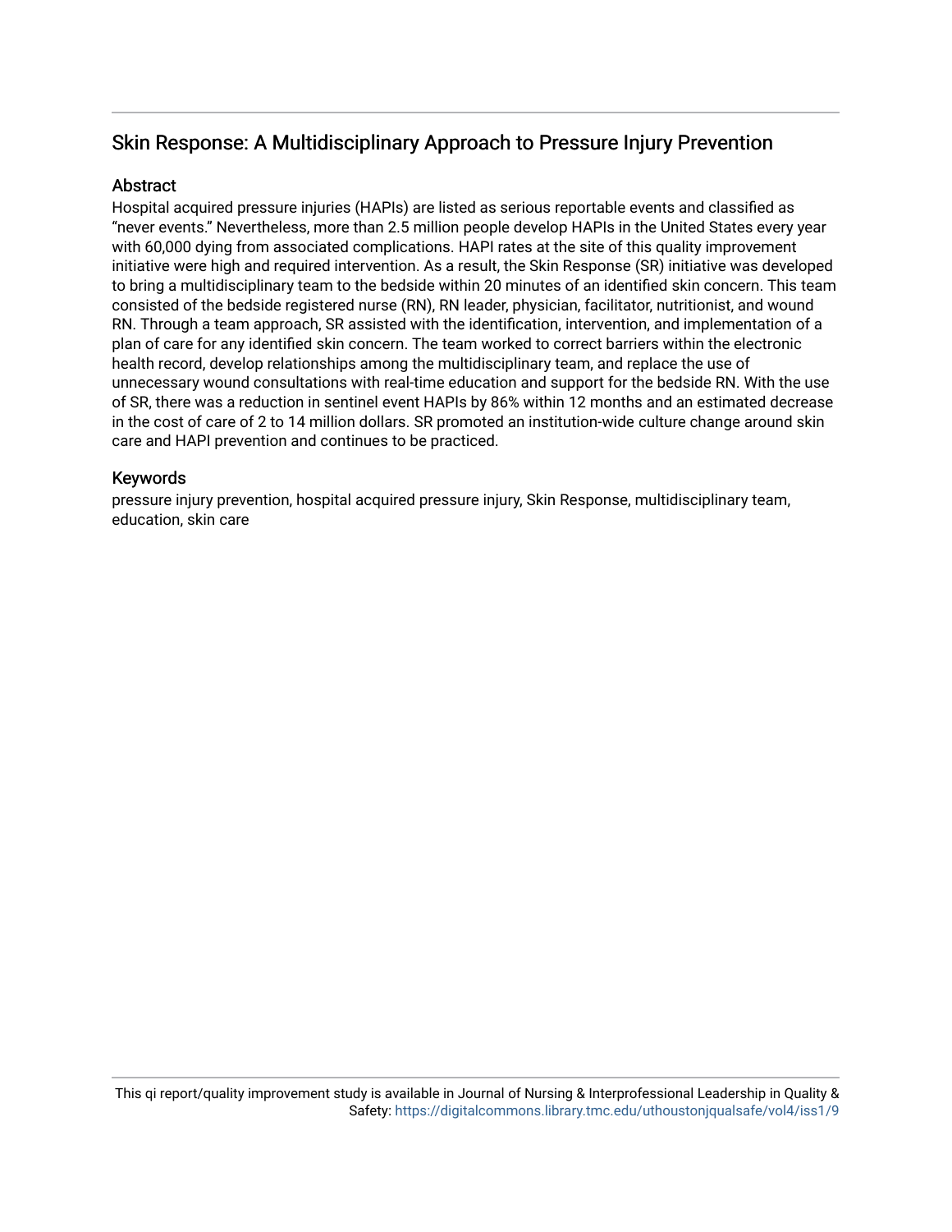## Skin Response: A Multidisciplinary Approach to Pressure Injury Prevention

### Abstract

Hospital acquired pressure injuries (HAPIs) are listed as serious reportable events and classified as "never events." Nevertheless, more than 2.5 million people develop HAPIs in the United States every year with 60,000 dying from associated complications. HAPI rates at the site of this quality improvement initiative were high and required intervention. As a result, the Skin Response (SR) initiative was developed to bring a multidisciplinary team to the bedside within 20 minutes of an identified skin concern. This team consisted of the bedside registered nurse (RN), RN leader, physician, facilitator, nutritionist, and wound RN. Through a team approach, SR assisted with the identification, intervention, and implementation of a plan of care for any identified skin concern. The team worked to correct barriers within the electronic health record, develop relationships among the multidisciplinary team, and replace the use of unnecessary wound consultations with real-time education and support for the bedside RN. With the use of SR, there was a reduction in sentinel event HAPIs by 86% within 12 months and an estimated decrease in the cost of care of 2 to 14 million dollars. SR promoted an institution-wide culture change around skin care and HAPI prevention and continues to be practiced.

### Keywords

pressure injury prevention, hospital acquired pressure injury, Skin Response, multidisciplinary team, education, skin care

This qi report/quality improvement study is available in Journal of Nursing & Interprofessional Leadership in Quality & Safety: https://digitalcommons.library.tmc.edu/uthoustonjqualsafe/vol4/iss1/9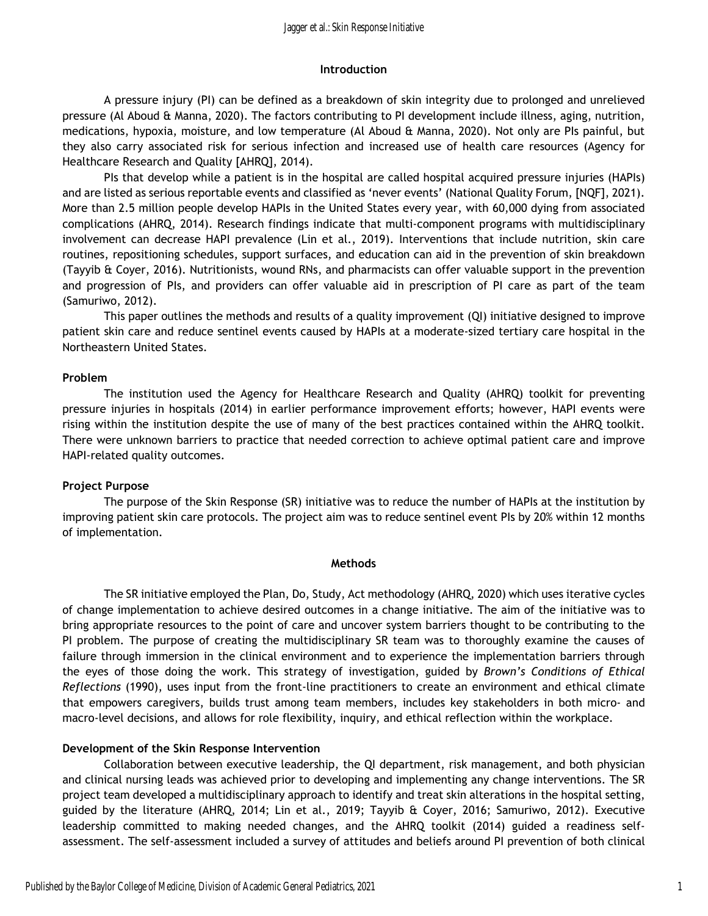## Introduction

A pressure injury (PI) can be defined as a breakdown of skin integrity due to prolonged and unrelieved pressure (Al Aboud & Manna, 2020). The factors contributing to PI development include illness, aging, nutrition, medications, hypoxia, moisture, and low temperature (Al Aboud & Manna, 2020). Not only are PIs painful, but they also carry associated risk for serious infection and increased use of health care resources (Agency for Healthcare Research and Quality [AHRQ], 2014).

PIs that develop while a patient is in the hospital are called hospital acquired pressure injuries (HAPIs) and are listed as serious reportable events and classified as 'never events' (National Quality Forum, [NQF], 2021). More than 2.5 million people develop HAPIs in the United States every year, with 60,000 dying from associated complications (AHRQ, 2014). Research findings indicate that multi-component programs with multidisciplinary involvement can decrease HAPI prevalence (Lin et al., 2019). Interventions that include nutrition, skin care routines, repositioning schedules, support surfaces, and education can aid in the prevention of skin breakdown (Tayyib & Coyer, 2016). Nutritionists, wound RNs, and pharmacists can offer valuable support in the prevention and progression of PIs, and providers can offer valuable aid in prescription of PI care as part of the team (Samuriwo, 2012).

This paper outlines the methods and results of a quality improvement (QI) initiative designed to improve patient skin care and reduce sentinel events caused by HAPIs at a moderate-sized tertiary care hospital in the Northeastern United States.

### Problem

The institution used the Agency for Healthcare Research and Quality (AHRQ) toolkit for preventing pressure injuries in hospitals (2014) in earlier performance improvement efforts; however, HAPI events were rising within the institution despite the use of many of the best practices contained within the AHRQ toolkit. There were unknown barriers to practice that needed correction to achieve optimal patient care and improve HAPI-related quality outcomes.

### Project Purpose

The purpose of the Skin Response (SR) initiative was to reduce the number of HAPIs at the institution by improving patient skin care protocols. The project aim was to reduce sentinel event PIs by 20% within 12 months of implementation.

## Methods

The SR initiative employed the Plan, Do, Study, Act methodology (AHRQ, 2020) which uses iterative cycles of change implementation to achieve desired outcomes in a change initiative. The aim of the initiative was to bring appropriate resources to the point of care and uncover system barriers thought to be contributing to the PI problem. The purpose of creating the multidisciplinary SR team was to thoroughly examine the causes of failure through immersion in the clinical environment and to experience the implementation barriers through the eyes of those doing the work. This strategy of investigation, guided by *Brown's Conditions of Ethical Reflections* (1990), uses input from the front-line practitioners to create an environment and ethical climate that empowers caregivers, builds trust among team members, includes key stakeholders in both micro- and macro-level decisions, and allows for role flexibility, inquiry, and ethical reflection within the workplace.

### Development of the Skin Response Intervention

Collaboration between executive leadership, the QI department, risk management, and both physician and clinical nursing leads was achieved prior to developing and implementing any change interventions. The SR project team developed a multidisciplinary approach to identify and treat skin alterations in the hospital setting, guided by the literature (AHRQ, 2014; Lin et al., 2019; Tayyib & Coyer, 2016; Samuriwo, 2012). Executive leadership committed to making needed changes, and the AHRQ toolkit (2014) guided a readiness self-assessment. The self-assessment included a survey of attitudes and beliefs around PI prevention of both clinical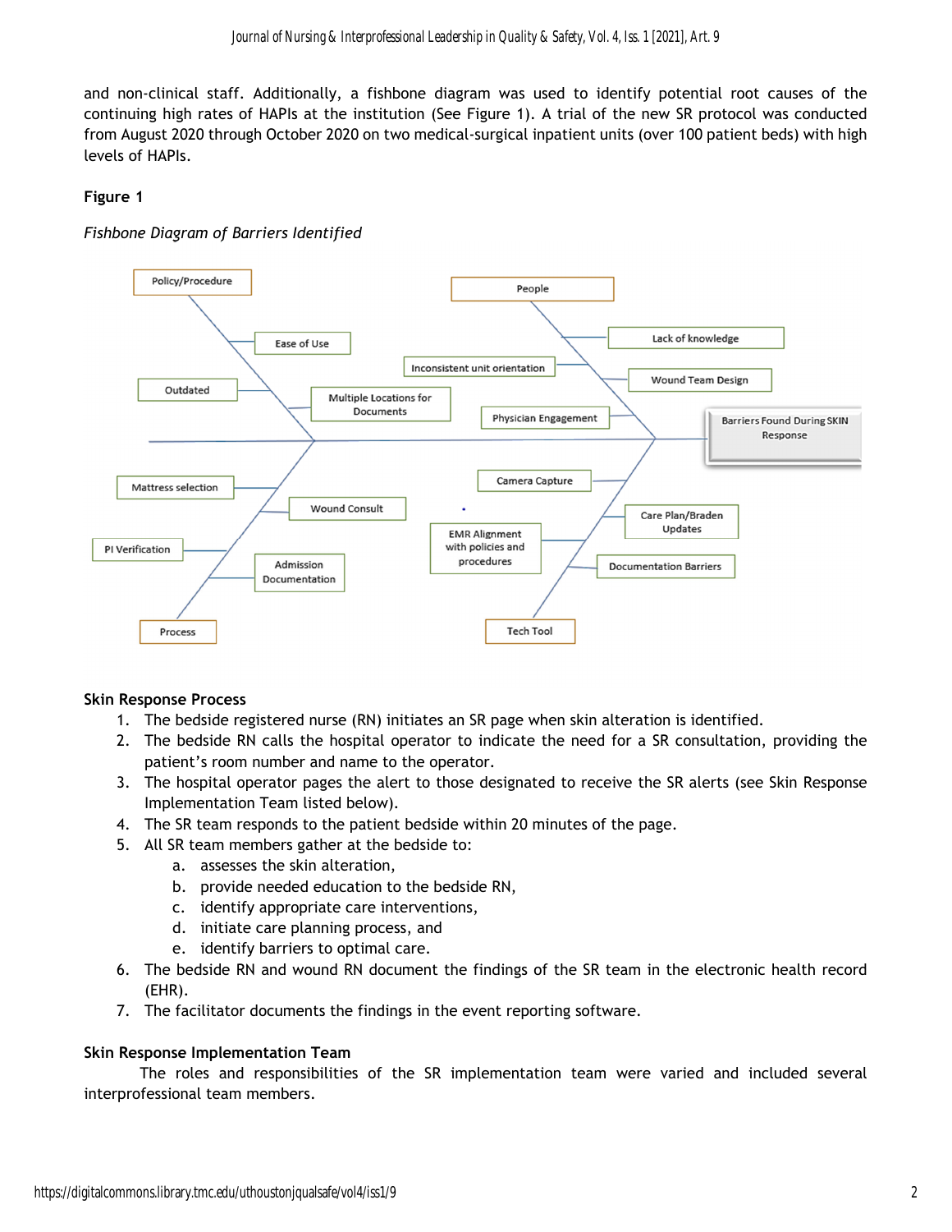and non-clinical staff. Additionally, a fishbone diagram was used to identify potential root causes of the continuing high rates of HAPIs at the institution (See Figure 1). A trial of the new SR protocol was conducted from August 2020 through October 2020 on two medical-surgical inpatient units (over 100 patient beds) with high levels of HAPIs.

**Figure 1**

*Fishbone Diagram of Barriers Identified*

Policy/Procedure

Ease of Use

Outdated

Multiple Locations for Documents

People

Lack of knowledge

Inconsistent unit orientation

Wound Team Design

Physician Engagement

Barriers Found During SKIN Response

Mattress selection

Wound Consult

PI Verification

Admission Documentation

Process

Camera Capture

Care Plan/Braden Updates

EMR Alignment with policies and procedures

Documentation Barriers

Tech Tool

### Skin Response Process

1. The bedside registered nurse (RN) initiates an SR page when skin alteration is identified.
2. The bedside RN calls the hospital operator to indicate the need for a SR consultation, providing the patient's room number and name to the operator.
3. The hospital operator pages the alert to those designated to receive the SR alerts (see Skin Response Implementation Team listed below).
4. The SR team responds to the patient bedside within 20 minutes of the page.
5. All SR team members gather at the bedside to:
   a. assesses the skin alteration,
   b. provide needed education to the bedside RN,
   c. identify appropriate care interventions,
   d. initiate care planning process, and
   e. identify barriers to optimal care.
6. The bedside RN and wound RN document the findings of the SR team in the electronic health record (EHR).
7. The facilitator documents the findings in the event reporting software.

### Skin Response Implementation Team

The roles and responsibilities of the SR implementation team were varied and included several interprofessional team members.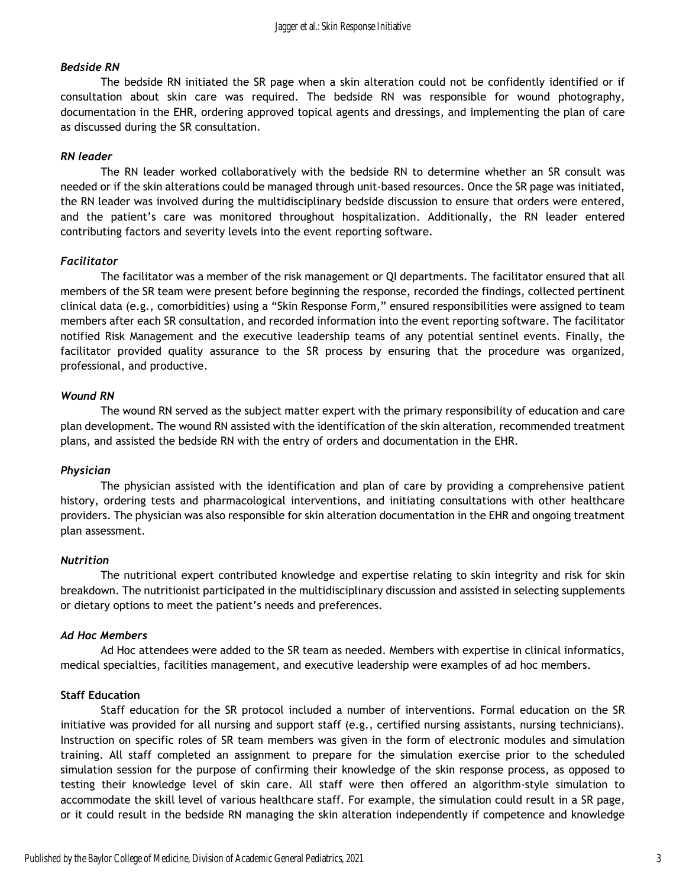#### *Bedside RN*

The bedside RN initiated the SR page when a skin alteration could not be confidently identified or if consultation about skin care was required. The bedside RN was responsible for wound photography, documentation in the EHR, ordering approved topical agents and dressings, and implementing the plan of care as discussed during the SR consultation.

#### *RN leader*

The RN leader worked collaboratively with the bedside RN to determine whether an SR consult was needed or if the skin alterations could be managed through unit-based resources. Once the SR page was initiated, the RN leader was involved during the multidisciplinary bedside discussion to ensure that orders were entered, and the patient's care was monitored throughout hospitalization. Additionally, the RN leader entered contributing factors and severity levels into the event reporting software.

#### *Facilitator*

The facilitator was a member of the risk management or QI departments. The facilitator ensured that all members of the SR team were present before beginning the response, recorded the findings, collected pertinent clinical data (e.g., comorbidities) using a "Skin Response Form," ensured responsibilities were assigned to team members after each SR consultation, and recorded information into the event reporting software. The facilitator notified Risk Management and the executive leadership teams of any potential sentinel events. Finally, the facilitator provided quality assurance to the SR process by ensuring that the procedure was organized, professional, and productive.

#### *Wound RN*

The wound RN served as the subject matter expert with the primary responsibility of education and care plan development. The wound RN assisted with the identification of the skin alteration, recommended treatment plans, and assisted the bedside RN with the entry of orders and documentation in the EHR.

#### *Physician*

The physician assisted with the identification and plan of care by providing a comprehensive patient history, ordering tests and pharmacological interventions, and initiating consultations with other healthcare providers. The physician was also responsible for skin alteration documentation in the EHR and ongoing treatment plan assessment.

#### *Nutrition*

The nutritional expert contributed knowledge and expertise relating to skin integrity and risk for skin breakdown. The nutritionist participated in the multidisciplinary discussion and assisted in selecting supplements or dietary options to meet the patient's needs and preferences.

#### *Ad Hoc Members*

Ad Hoc attendees were added to the SR team as needed. Members with expertise in clinical informatics, medical specialties, facilities management, and executive leadership were examples of ad hoc members.

### **Staff Education**

Staff education for the SR protocol included a number of interventions. Formal education on the SR initiative was provided for all nursing and support staff (e.g., certified nursing assistants, nursing technicians). Instruction on specific roles of SR team members was given in the form of electronic modules and simulation training. All staff completed an assignment to prepare for the simulation exercise prior to the scheduled simulation session for the purpose of confirming their knowledge of the skin response process, as opposed to testing their knowledge level of skin care. All staff were then offered an algorithm-style simulation to accommodate the skill level of various healthcare staff. For example, the simulation could result in a SR page, or it could result in the bedside RN managing the skin alteration independently if competence and knowledge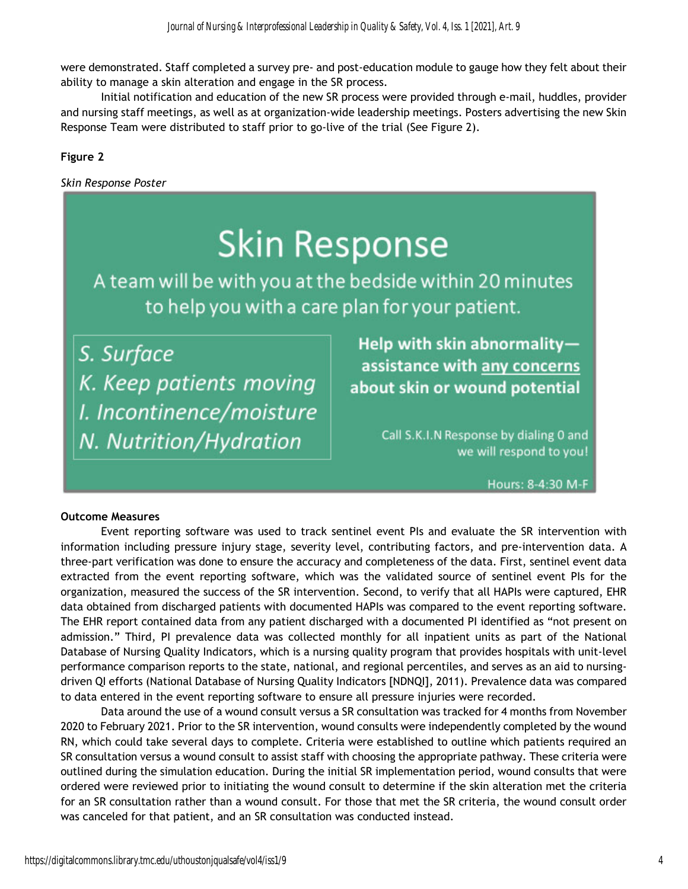were demonstrated. Staff completed a survey pre- and post-education module to gauge how they felt about their ability to manage a skin alteration and engage in the SR process.

Initial notification and education of the new SR process were provided through e-mail, huddles, provider and nursing staff meetings, as well as at organization-wide leadership meetings. Posters advertising the new Skin Response Team were distributed to staff prior to go-live of the trial (See Figure 2).

**Figure 2**

*Skin Response Poster*

# Skin Response

A team will be with you at the bedside within 20 minutes to help you with a care plan for your patient.

*S. Surface*
*K. Keep patients moving*
*I. Incontinence/moisture*
*N. Nutrition/Hydration*

**Help with skin abnormality—assistance with any concerns about skin or wound potential**

Call S.K.I.N Response by dialing 0 and we will respond to you!

Hours: 8-4:30 M-F

**Outcome Measures**

Event reporting software was used to track sentinel event PIs and evaluate the SR intervention with information including pressure injury stage, severity level, contributing factors, and pre-intervention data. A three-part verification was done to ensure the accuracy and completeness of the data. First, sentinel event data extracted from the event reporting software, which was the validated source of sentinel event PIs for the organization, measured the success of the SR intervention. Second, to verify that all HAPIs were captured, EHR data obtained from discharged patients with documented HAPIs was compared to the event reporting software. The EHR report contained data from any patient discharged with a documented PI identified as "not present on admission." Third, PI prevalence data was collected monthly for all inpatient units as part of the National Database of Nursing Quality Indicators, which is a nursing quality program that provides hospitals with unit-level performance comparison reports to the state, national, and regional percentiles, and serves as an aid to nursing-driven QI efforts (National Database of Nursing Quality Indicators [NDNQI], 2011). Prevalence data was compared to data entered in the event reporting software to ensure all pressure injuries were recorded.

Data around the use of a wound consult versus a SR consultation was tracked for 4 months from November 2020 to February 2021. Prior to the SR intervention, wound consults were independently completed by the wound RN, which could take several days to complete. Criteria were established to outline which patients required an SR consultation versus a wound consult to assist staff with choosing the appropriate pathway. These criteria were outlined during the simulation education. During the initial SR implementation period, wound consults that were ordered were reviewed prior to initiating the wound consult to determine if the skin alteration met the criteria for an SR consultation rather than a wound consult. For those that met the SR criteria, the wound consult order was canceled for that patient, and an SR consultation was conducted instead.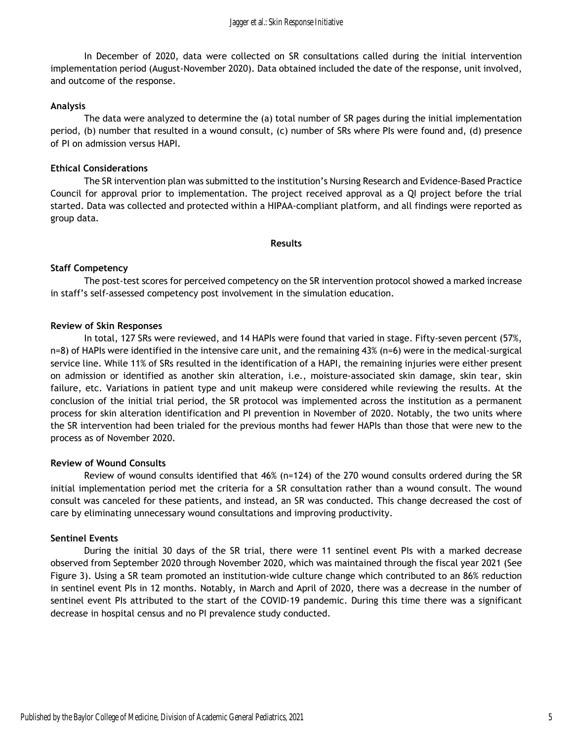In December of 2020, data were collected on SR consultations called during the initial intervention implementation period (August-November 2020). Data obtained included the date of the response, unit involved, and outcome of the response.

### Analysis

The data were analyzed to determine the (a) total number of SR pages during the initial implementation period, (b) number that resulted in a wound consult, (c) number of SRs where PIs were found and, (d) presence of PI on admission versus HAPI.

### Ethical Considerations

The SR intervention plan was submitted to the institution's Nursing Research and Evidence-Based Practice Council for approval prior to implementation. The project received approval as a QI project before the trial started. Data was collected and protected within a HIPAA-compliant platform, and all findings were reported as group data.

## Results

### Staff Competency

The post-test scores for perceived competency on the SR intervention protocol showed a marked increase in staff's self-assessed competency post involvement in the simulation education.

### Review of Skin Responses

In total, 127 SRs were reviewed, and 14 HAPIs were found that varied in stage. Fifty-seven percent (57%, n=8) of HAPIs were identified in the intensive care unit, and the remaining 43% (n=6) were in the medical-surgical service line. While 11% of SRs resulted in the identification of a HAPI, the remaining injuries were either present on admission or identified as another skin alteration, i.e., moisture-associated skin damage, skin tear, skin failure, etc. Variations in patient type and unit makeup were considered while reviewing the results. At the conclusion of the initial trial period, the SR protocol was implemented across the institution as a permanent process for skin alteration identification and PI prevention in November of 2020. Notably, the two units where the SR intervention had been trialed for the previous months had fewer HAPIs than those that were new to the process as of November 2020.

### Review of Wound Consults

Review of wound consults identified that 46% (n=124) of the 270 wound consults ordered during the SR initial implementation period met the criteria for a SR consultation rather than a wound consult. The wound consult was canceled for these patients, and instead, an SR was conducted. This change decreased the cost of care by eliminating unnecessary wound consultations and improving productivity.

### Sentinel Events

During the initial 30 days of the SR trial, there were 11 sentinel event PIs with a marked decrease observed from September 2020 through November 2020, which was maintained through the fiscal year 2021 (See Figure 3). Using a SR team promoted an institution-wide culture change which contributed to an 86% reduction in sentinel event PIs in 12 months. Notably, in March and April of 2020, there was a decrease in the number of sentinel event PIs attributed to the start of the COVID-19 pandemic. During this time there was a significant decrease in hospital census and no PI prevalence study conducted.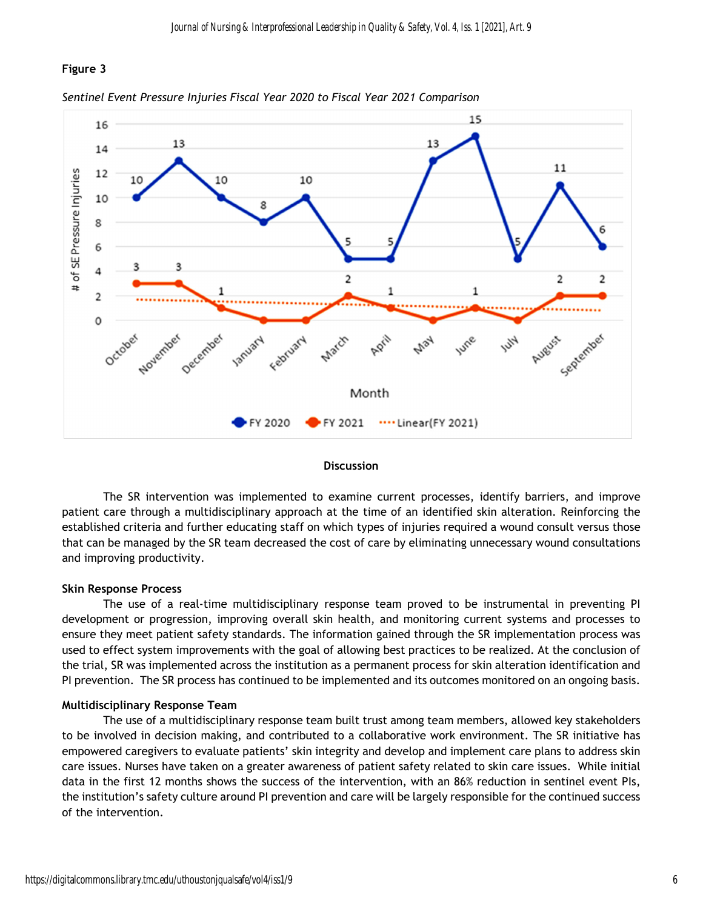**Figure 3**

*Sentinel Event Pressure Injuries Fiscal Year 2020 to Fiscal Year 2021 Comparison*

| Month | FY 2020 | FY 2021 |
|---|---|---|
| October | 10 | 3 |
| November | 13 | 3 |
| December | 10 | 1 |
| January | 8 | 0 |
| February | 10 | 0 |
| March | 5 | 2 |
| April | 5 | 1 |
| May | 13 | 0 |
| June | 15 | 1 |
| July | 5 | 0 |
| August | 11 | 2 |
| September | 6 | 2 |

## Discussion

The SR intervention was implemented to examine current processes, identify barriers, and improve patient care through a multidisciplinary approach at the time of an identified skin alteration. Reinforcing the established criteria and further educating staff on which types of injuries required a wound consult versus those that can be managed by the SR team decreased the cost of care by eliminating unnecessary wound consultations and improving productivity.

### Skin Response Process

The use of a real-time multidisciplinary response team proved to be instrumental in preventing PI development or progression, improving overall skin health, and monitoring current systems and processes to ensure they meet patient safety standards. The information gained through the SR implementation process was used to effect system improvements with the goal of allowing best practices to be realized. At the conclusion of the trial, SR was implemented across the institution as a permanent process for skin alteration identification and PI prevention. The SR process has continued to be implemented and its outcomes monitored on an ongoing basis.

### Multidisciplinary Response Team

The use of a multidisciplinary response team built trust among team members, allowed key stakeholders to be involved in decision making, and contributed to a collaborative work environment. The SR initiative has empowered caregivers to evaluate patients' skin integrity and develop and implement care plans to address skin care issues. Nurses have taken on a greater awareness of patient safety related to skin care issues. While initial data in the first 12 months shows the success of the intervention, with an 86% reduction in sentinel event PIs, the institution's safety culture around PI prevention and care will be largely responsible for the continued success of the intervention.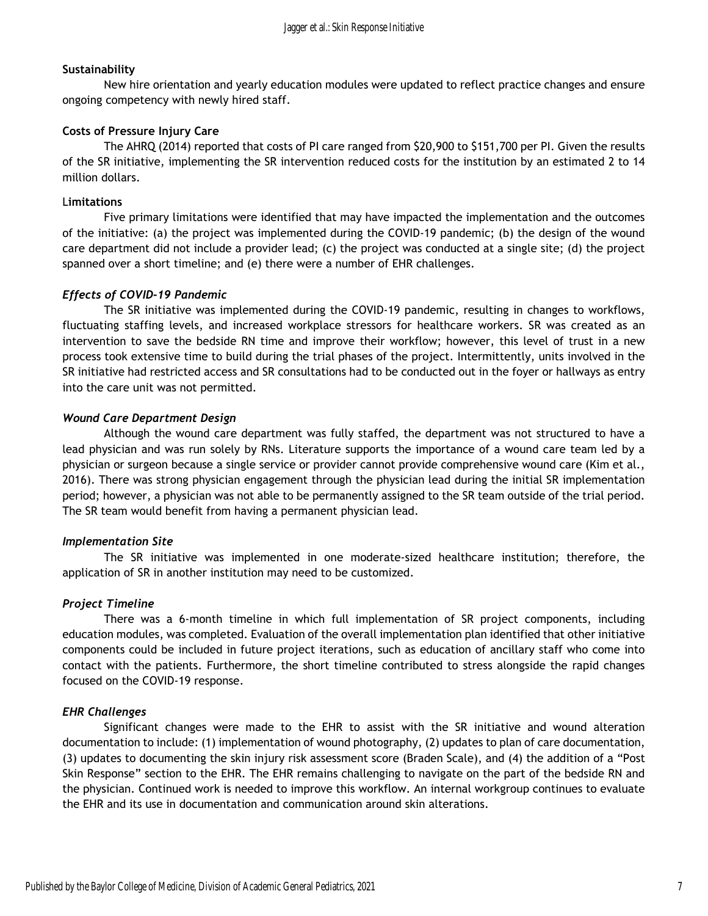### Sustainability

New hire orientation and yearly education modules were updated to reflect practice changes and ensure ongoing competency with newly hired staff.

### Costs of Pressure Injury Care

The AHRQ (2014) reported that costs of PI care ranged from $20,900 to $151,700 per PI. Given the results of the SR initiative, implementing the SR intervention reduced costs for the institution by an estimated 2 to 14 million dollars.

### Limitations

Five primary limitations were identified that may have impacted the implementation and the outcomes of the initiative: (a) the project was implemented during the COVID-19 pandemic; (b) the design of the wound care department did not include a provider lead; (c) the project was conducted at a single site; (d) the project spanned over a short timeline; and (e) there were a number of EHR challenges.

#### *Effects of COVID-19 Pandemic*

The SR initiative was implemented during the COVID-19 pandemic, resulting in changes to workflows, fluctuating staffing levels, and increased workplace stressors for healthcare workers. SR was created as an intervention to save the bedside RN time and improve their workflow; however, this level of trust in a new process took extensive time to build during the trial phases of the project. Intermittently, units involved in the SR initiative had restricted access and SR consultations had to be conducted out in the foyer or hallways as entry into the care unit was not permitted.

#### *Wound Care Department Design*

Although the wound care department was fully staffed, the department was not structured to have a lead physician and was run solely by RNs. Literature supports the importance of a wound care team led by a physician or surgeon because a single service or provider cannot provide comprehensive wound care (Kim et al., 2016). There was strong physician engagement through the physician lead during the initial SR implementation period; however, a physician was not able to be permanently assigned to the SR team outside of the trial period. The SR team would benefit from having a permanent physician lead.

#### *Implementation Site*

The SR initiative was implemented in one moderate-sized healthcare institution; therefore, the application of SR in another institution may need to be customized.

#### *Project Timeline*

There was a 6-month timeline in which full implementation of SR project components, including education modules, was completed. Evaluation of the overall implementation plan identified that other initiative components could be included in future project iterations, such as education of ancillary staff who come into contact with the patients. Furthermore, the short timeline contributed to stress alongside the rapid changes focused on the COVID-19 response.

#### *EHR Challenges*

Significant changes were made to the EHR to assist with the SR initiative and wound alteration documentation to include: (1) implementation of wound photography, (2) updates to plan of care documentation, (3) updates to documenting the skin injury risk assessment score (Braden Scale), and (4) the addition of a "Post Skin Response" section to the EHR. The EHR remains challenging to navigate on the part of the bedside RN and the physician. Continued work is needed to improve this workflow. An internal workgroup continues to evaluate the EHR and its use in documentation and communication around skin alterations.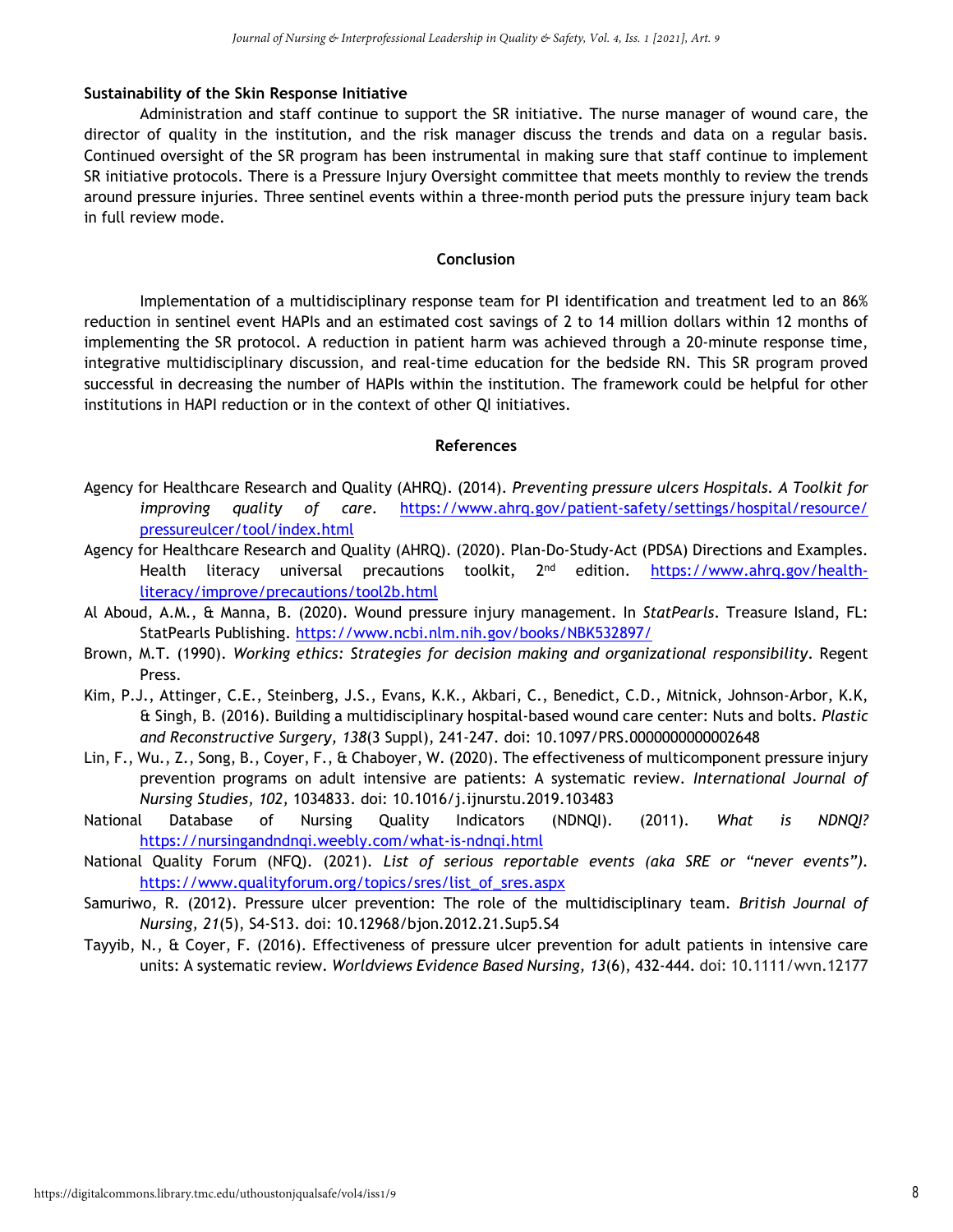### Sustainability of the Skin Response Initiative

Administration and staff continue to support the SR initiative. The nurse manager of wound care, the director of quality in the institution, and the risk manager discuss the trends and data on a regular basis. Continued oversight of the SR program has been instrumental in making sure that staff continue to implement SR initiative protocols. There is a Pressure Injury Oversight committee that meets monthly to review the trends around pressure injuries. Three sentinel events within a three-month period puts the pressure injury team back in full review mode.

## Conclusion

Implementation of a multidisciplinary response team for PI identification and treatment led to an 86% reduction in sentinel event HAPIs and an estimated cost savings of 2 to 14 million dollars within 12 months of implementing the SR protocol. A reduction in patient harm was achieved through a 20-minute response time, integrative multidisciplinary discussion, and real-time education for the bedside RN. This SR program proved successful in decreasing the number of HAPIs within the institution. The framework could be helpful for other institutions in HAPI reduction or in the context of other QI initiatives.

## References

Agency for Healthcare Research and Quality (AHRQ). (2014). *Preventing pressure ulcers Hospitals. A Toolkit for improving quality of care*. https://www.ahrq.gov/patient-safety/settings/hospital/resource/pressureulcer/tool/index.html

Agency for Healthcare Research and Quality (AHRQ). (2020). Plan-Do-Study-Act (PDSA) Directions and Examples. Health literacy universal precautions toolkit, 2nd edition. https://www.ahrq.gov/health-literacy/improve/precautions/tool2b.html

Al Aboud, A.M., & Manna, B. (2020). Wound pressure injury management. In *StatPearls*. Treasure Island, FL: StatPearls Publishing. https://www.ncbi.nlm.nih.gov/books/NBK532897/

Brown, M.T. (1990). *Working ethics: Strategies for decision making and organizational responsibility*. Regent Press.

Kim, P.J., Attinger, C.E., Steinberg, J.S., Evans, K.K., Akbari, C., Benedict, C.D., Mitnick, Johnson-Arbor, K.K, & Singh, B. (2016). Building a multidisciplinary hospital-based wound care center: Nuts and bolts. *Plastic and Reconstructive Surgery, 138*(3 Suppl), 241-247. doi: 10.1097/PRS.0000000000002648

Lin, F., Wu., Z., Song, B., Coyer, F., & Chaboyer, W. (2020). The effectiveness of multicomponent pressure injury prevention programs on adult intensive are patients: A systematic review. *International Journal of Nursing Studies, 102,* 1034833. doi: 10.1016/j.ijnurstu.2019.103483

National Database of Nursing Quality Indicators (NDNQI). (2011). *What is NDNQI?* https://nursingandndnqi.weebly.com/what-is-ndnqi.html

National Quality Forum (NFQ). (2021). *List of serious reportable events (aka SRE or "never events").* https://www.qualityforum.org/topics/sres/list_of_sres.aspx

Samuriwo, R. (2012). Pressure ulcer prevention: The role of the multidisciplinary team. *British Journal of Nursing, 21*(5), S4-S13. doi: 10.12968/bjon.2012.21.Sup5.S4

Tayyib, N., & Coyer, F. (2016). Effectiveness of pressure ulcer prevention for adult patients in intensive care units: A systematic review. *Worldviews Evidence Based Nursing, 13*(6), 432-444. doi: 10.1111/wvn.12177